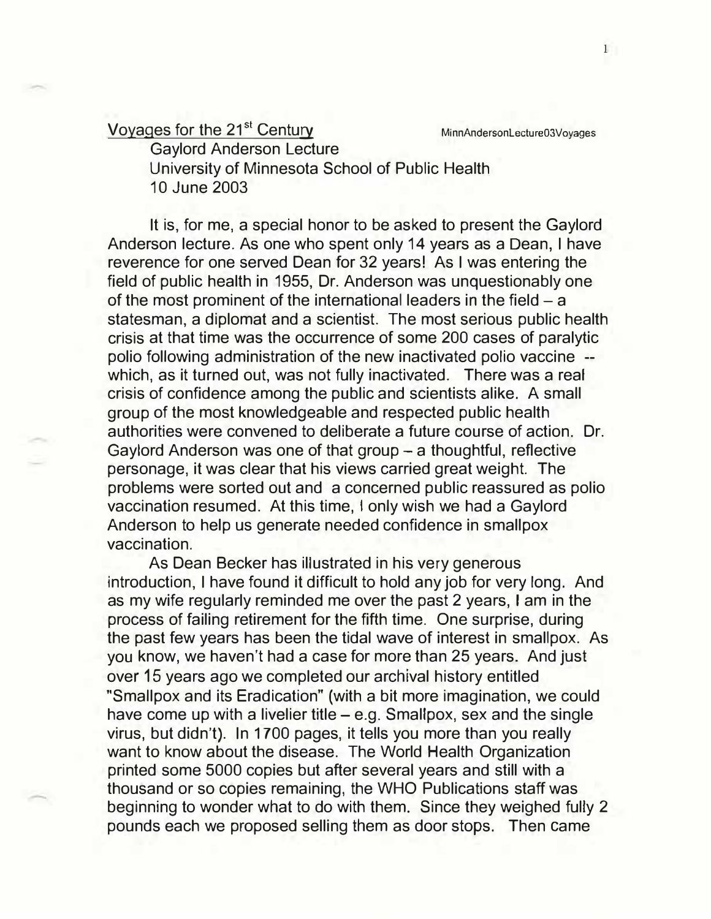Voyages for the 21st Century

MinnAndersonLecture03Voyages

Gaylord Anderson Lecture
University of Minnesota School of Public Health
10 June 2003

It is, for me, a special honor to be asked to present the Gaylord Anderson lecture. As one who spent only 14 years as a Dean, I have reverence for one served Dean for 32 years! As I was entering the field of public health in 1955, Dr. Anderson was unquestionably one of the most prominent of the international leaders in the field – a statesman, a diplomat and a scientist. The most serious public health crisis at that time was the occurrence of some 200 cases of paralytic polio following administration of the new inactivated polio vaccine -- which, as it turned out, was not fully inactivated. There was a real crisis of confidence among the public and scientists alike. A small group of the most knowledgeable and respected public health authorities were convened to deliberate a future course of action. Dr. Gaylord Anderson was one of that group – a thoughtful, reflective personage, it was clear that his views carried great weight. The problems were sorted out and a concerned public reassured as polio vaccination resumed. At this time, I only wish we had a Gaylord Anderson to help us generate needed confidence in smallpox vaccination.

As Dean Becker has illustrated in his very generous introduction, I have found it difficult to hold any job for very long. And as my wife regularly reminded me over the past 2 years, I am in the process of failing retirement for the fifth time. One surprise, during the past few years has been the tidal wave of interest in smallpox. As you know, we haven't had a case for more than 25 years. And just over 15 years ago we completed our archival history entitled "Smallpox and its Eradication" (with a bit more imagination, we could have come up with a livelier title – e.g. Smallpox, sex and the single virus, but didn't). In 1700 pages, it tells you more than you really want to know about the disease. The World Health Organization printed some 5000 copies but after several years and still with a thousand or so copies remaining, the WHO Publications staff was beginning to wonder what to do with them. Since they weighed fully 2 pounds each we proposed selling them as door stops. Then came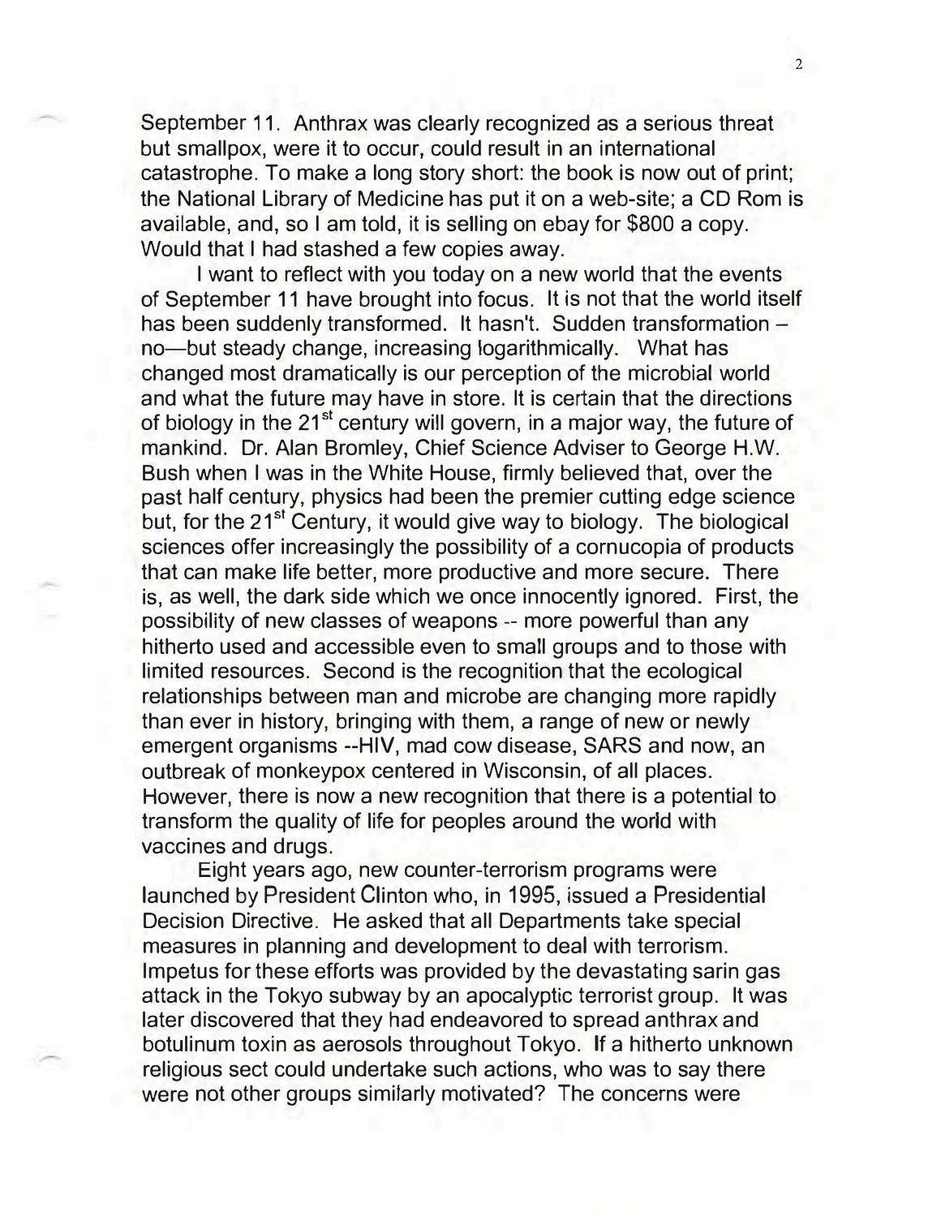September 11. Anthrax was clearly recognized as a serious threat but smallpox, were it to occur, could result in an international catastrophe. To make a long story short: the book is now out of print; the National Library of Medicine has put it on a web-site; a CD Rom is available, and, so I am told, it is selling on ebay for $800 a copy. Would that I had stashed a few copies away.

I want to reflect with you today on a new world that the events of September 11 have brought into focus. It is not that the world itself has been suddenly transformed. It hasn't. Sudden transformation – no—but steady change, increasing logarithmically. What has changed most dramatically is our perception of the microbial world and what the future may have in store. It is certain that the directions of biology in the 21st century will govern, in a major way, the future of mankind. Dr. Alan Bromley, Chief Science Adviser to George H.W. Bush when I was in the White House, firmly believed that, over the past half century, physics had been the premier cutting edge science but, for the 21st Century, it would give way to biology. The biological sciences offer increasingly the possibility of a cornucopia of products that can make life better, more productive and more secure. There is, as well, the dark side which we once innocently ignored. First, the possibility of new classes of weapons -- more powerful than any hitherto used and accessible even to small groups and to those with limited resources. Second is the recognition that the ecological relationships between man and microbe are changing more rapidly than ever in history, bringing with them, a range of new or newly emergent organisms --HIV, mad cow disease, SARS and now, an outbreak of monkeypox centered in Wisconsin, of all places. However, there is now a new recognition that there is a potential to transform the quality of life for peoples around the world with vaccines and drugs.

Eight years ago, new counter-terrorism programs were launched by President Clinton who, in 1995, issued a Presidential Decision Directive. He asked that all Departments take special measures in planning and development to deal with terrorism. Impetus for these efforts was provided by the devastating sarin gas attack in the Tokyo subway by an apocalyptic terrorist group. It was later discovered that they had endeavored to spread anthrax and botulinum toxin as aerosols throughout Tokyo. If a hitherto unknown religious sect could undertake such actions, who was to say there were not other groups similarly motivated? The concerns were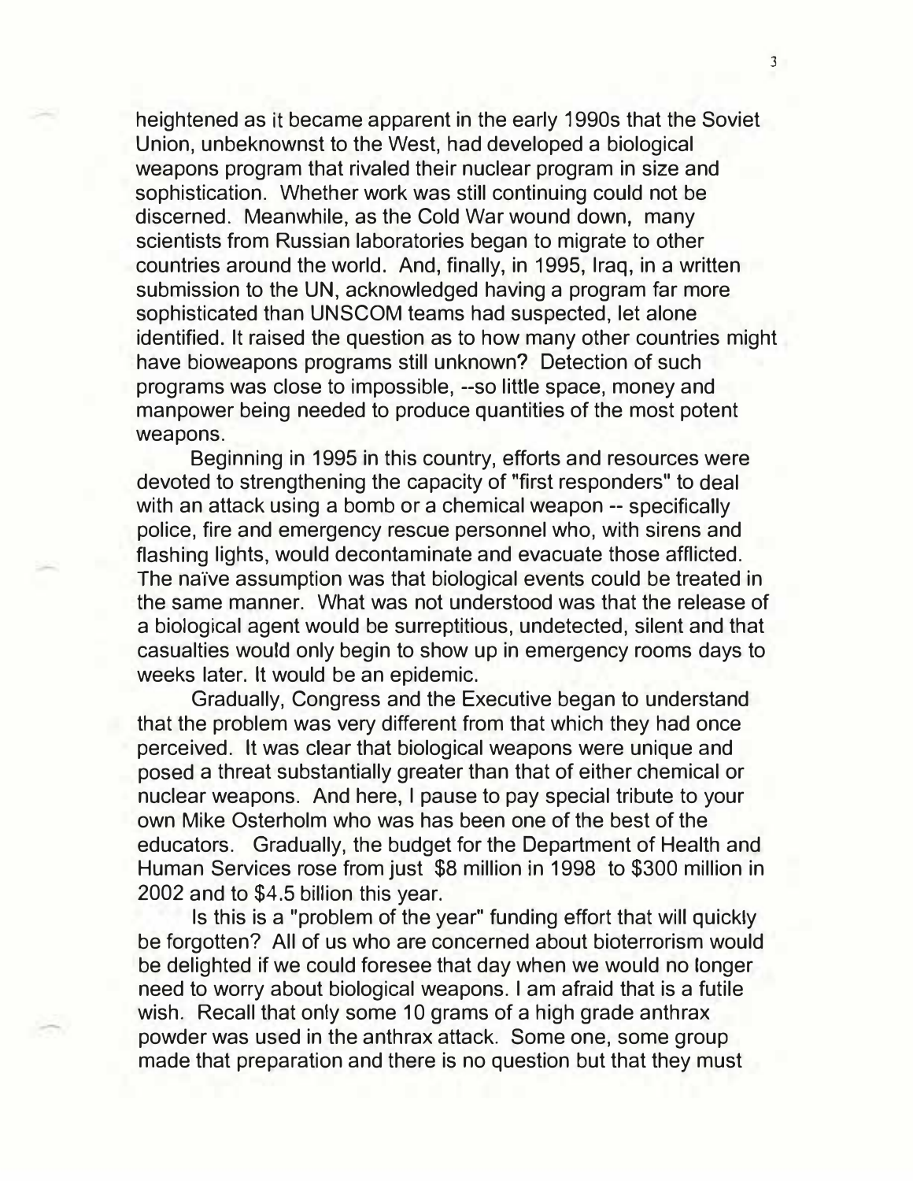heightened as it became apparent in the early 1990s that the Soviet Union, unbeknownst to the West, had developed a biological weapons program that rivaled their nuclear program in size and sophistication. Whether work was still continuing could not be discerned. Meanwhile, as the Cold War wound down, many scientists from Russian laboratories began to migrate to other countries around the world. And, finally, in 1995, Iraq, in a written submission to the UN, acknowledged having a program far more sophisticated than UNSCOM teams had suspected, let alone identified. It raised the question as to how many other countries might have bioweapons programs still unknown? Detection of such programs was close to impossible, --so little space, money and manpower being needed to produce quantities of the most potent weapons.

Beginning in 1995 in this country, efforts and resources were devoted to strengthening the capacity of "first responders" to deal with an attack using a bomb or a chemical weapon -- specifically police, fire and emergency rescue personnel who, with sirens and flashing lights, would decontaminate and evacuate those afflicted. The naïve assumption was that biological events could be treated in the same manner. What was not understood was that the release of a biological agent would be surreptitious, undetected, silent and that casualties would only begin to show up in emergency rooms days to weeks later. It would be an epidemic.

Gradually, Congress and the Executive began to understand that the problem was very different from that which they had once perceived. It was clear that biological weapons were unique and posed a threat substantially greater than that of either chemical or nuclear weapons. And here, I pause to pay special tribute to your own Mike Osterholm who was has been one of the best of the educators. Gradually, the budget for the Department of Health and Human Services rose from just $8 million in 1998 to $300 million in 2002 and to $4.5 billion this year.

Is this is a "problem of the year" funding effort that will quickly be forgotten? All of us who are concerned about bioterrorism would be delighted if we could foresee that day when we would no longer need to worry about biological weapons. I am afraid that is a futile wish. Recall that only some 10 grams of a high grade anthrax powder was used in the anthrax attack. Some one, some group made that preparation and there is no question but that they must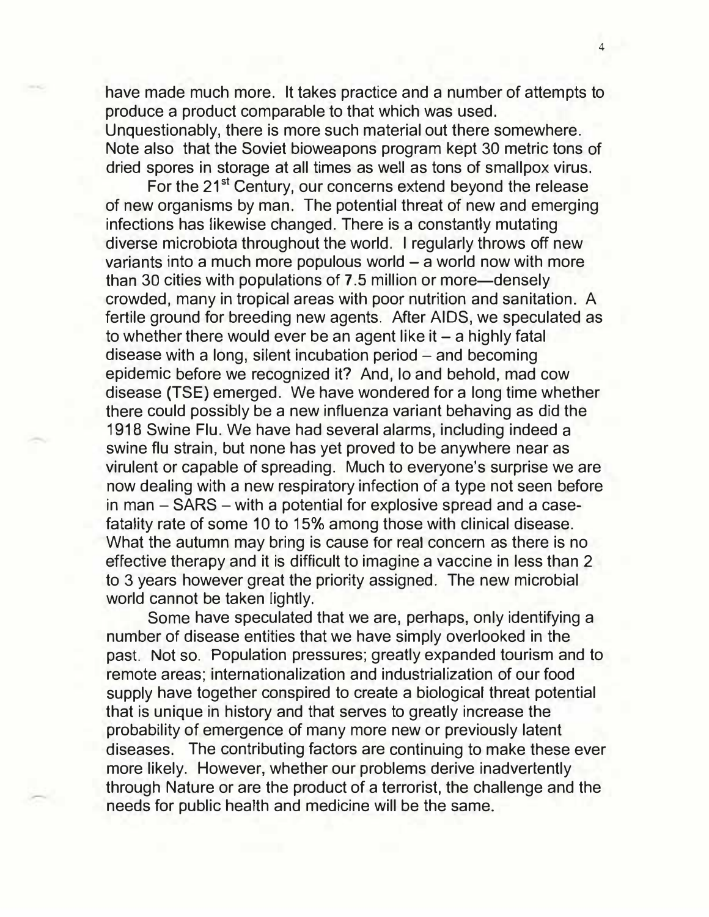have made much more. It takes practice and a number of attempts to produce a product comparable to that which was used. Unquestionably, there is more such material out there somewhere. Note also that the Soviet bioweapons program kept 30 metric tons of dried spores in storage at all times as well as tons of smallpox virus.

For the 21st Century, our concerns extend beyond the release of new organisms by man. The potential threat of new and emerging infections has likewise changed. There is a constantly mutating diverse microbiota throughout the world. I regularly throws off new variants into a much more populous world – a world now with more than 30 cities with populations of 7.5 million or more—densely crowded, many in tropical areas with poor nutrition and sanitation. A fertile ground for breeding new agents. After AIDS, we speculated as to whether there would ever be an agent like it – a highly fatal disease with a long, silent incubation period – and becoming epidemic before we recognized it? And, lo and behold, mad cow disease (TSE) emerged. We have wondered for a long time whether there could possibly be a new influenza variant behaving as did the 1918 Swine Flu. We have had several alarms, including indeed a swine flu strain, but none has yet proved to be anywhere near as virulent or capable of spreading. Much to everyone's surprise we are now dealing with a new respiratory infection of a type not seen before in man – SARS – with a potential for explosive spread and a case-fatality rate of some 10 to 15% among those with clinical disease. What the autumn may bring is cause for real concern as there is no effective therapy and it is difficult to imagine a vaccine in less than 2 to 3 years however great the priority assigned. The new microbial world cannot be taken lightly.

Some have speculated that we are, perhaps, only identifying a number of disease entities that we have simply overlooked in the past. Not so. Population pressures; greatly expanded tourism and to remote areas; internationalization and industrialization of our food supply have together conspired to create a biological threat potential that is unique in history and that serves to greatly increase the probability of emergence of many more new or previously latent diseases. The contributing factors are continuing to make these ever more likely. However, whether our problems derive inadvertently through Nature or are the product of a terrorist, the challenge and the needs for public health and medicine will be the same.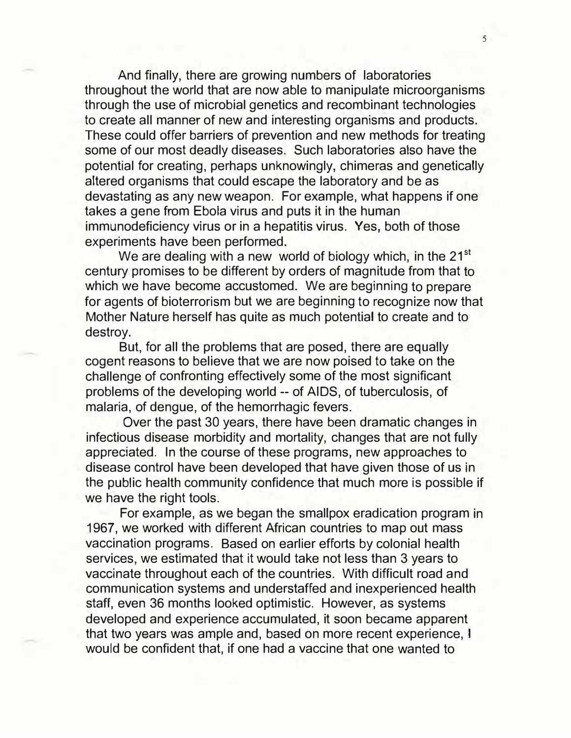And finally, there are growing numbers of laboratories throughout the world that are now able to manipulate microorganisms through the use of microbial genetics and recombinant technologies to create all manner of new and interesting organisms and products. These could offer barriers of prevention and new methods for treating some of our most deadly diseases. Such laboratories also have the potential for creating, perhaps unknowingly, chimeras and genetically altered organisms that could escape the laboratory and be as devastating as any new weapon. For example, what happens if one takes a gene from Ebola virus and puts it in the human immunodeficiency virus or in a hepatitis virus. Yes, both of those experiments have been performed.

We are dealing with a new world of biology which, in the 21st century promises to be different by orders of magnitude from that to which we have become accustomed. We are beginning to prepare for agents of bioterrorism but we are beginning to recognize now that Mother Nature herself has quite as much potential to create and to destroy.

But, for all the problems that are posed, there are equally cogent reasons to believe that we are now poised to take on the challenge of confronting effectively some of the most significant problems of the developing world -- of AIDS, of tuberculosis, of malaria, of dengue, of the hemorrhagic fevers.

Over the past 30 years, there have been dramatic changes in infectious disease morbidity and mortality, changes that are not fully appreciated. In the course of these programs, new approaches to disease control have been developed that have given those of us in the public health community confidence that much more is possible if we have the right tools.

For example, as we began the smallpox eradication program in 1967, we worked with different African countries to map out mass vaccination programs. Based on earlier efforts by colonial health services, we estimated that it would take not less than 3 years to vaccinate throughout each of the countries. With difficult road and communication systems and understaffed and inexperienced health staff, even 36 months looked optimistic. However, as systems developed and experience accumulated, it soon became apparent that two years was ample and, based on more recent experience, I would be confident that, if one had a vaccine that one wanted to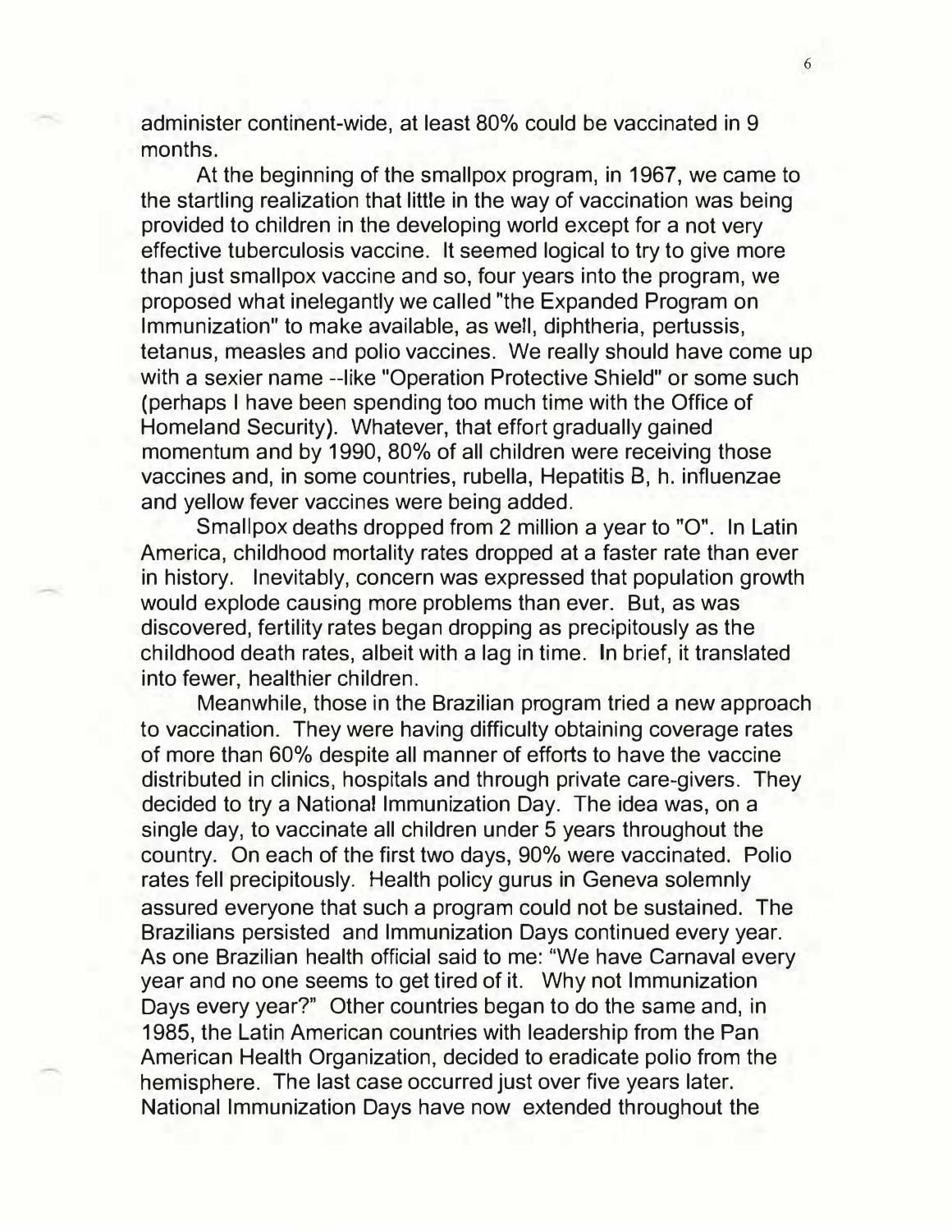administer continent-wide, at least 80% could be vaccinated in 9 months.

At the beginning of the smallpox program, in 1967, we came to the startling realization that little in the way of vaccination was being provided to children in the developing world except for a not very effective tuberculosis vaccine. It seemed logical to try to give more than just smallpox vaccine and so, four years into the program, we proposed what inelegantly we called "the Expanded Program on Immunization" to make available, as well, diphtheria, pertussis, tetanus, measles and polio vaccines. We really should have come up with a sexier name --like "Operation Protective Shield" or some such (perhaps I have been spending too much time with the Office of Homeland Security). Whatever, that effort gradually gained momentum and by 1990, 80% of all children were receiving those vaccines and, in some countries, rubella, Hepatitis B, h. influenzae and yellow fever vaccines were being added.

Smallpox deaths dropped from 2 million a year to "O". In Latin America, childhood mortality rates dropped at a faster rate than ever in history. Inevitably, concern was expressed that population growth would explode causing more problems than ever. But, as was discovered, fertility rates began dropping as precipitously as the childhood death rates, albeit with a lag in time. In brief, it translated into fewer, healthier children.

Meanwhile, those in the Brazilian program tried a new approach to vaccination. They were having difficulty obtaining coverage rates of more than 60% despite all manner of efforts to have the vaccine distributed in clinics, hospitals and through private care-givers. They decided to try a National Immunization Day. The idea was, on a single day, to vaccinate all children under 5 years throughout the country. On each of the first two days, 90% were vaccinated. Polio rates fell precipitously. Health policy gurus in Geneva solemnly assured everyone that such a program could not be sustained. The Brazilians persisted and Immunization Days continued every year. As one Brazilian health official said to me: "We have Carnaval every year and no one seems to get tired of it. Why not Immunization Days every year?" Other countries began to do the same and, in 1985, the Latin American countries with leadership from the Pan American Health Organization, decided to eradicate polio from the hemisphere. The last case occurred just over five years later. National Immunization Days have now extended throughout the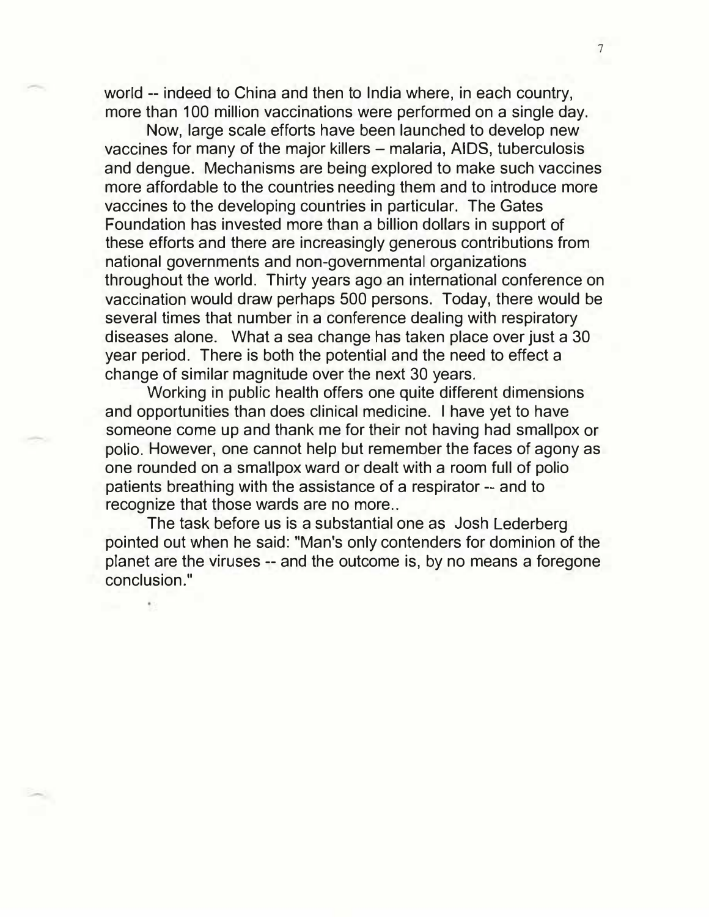world -- indeed to China and then to India where, in each country, more than 100 million vaccinations were performed on a single day.

Now, large scale efforts have been launched to develop new vaccines for many of the major killers – malaria, AIDS, tuberculosis and dengue. Mechanisms are being explored to make such vaccines more affordable to the countries needing them and to introduce more vaccines to the developing countries in particular. The Gates Foundation has invested more than a billion dollars in support of these efforts and there are increasingly generous contributions from national governments and non-governmental organizations throughout the world. Thirty years ago an international conference on vaccination would draw perhaps 500 persons. Today, there would be several times that number in a conference dealing with respiratory diseases alone. What a sea change has taken place over just a 30 year period. There is both the potential and the need to effect a change of similar magnitude over the next 30 years.

Working in public health offers one quite different dimensions and opportunities than does clinical medicine. I have yet to have someone come up and thank me for their not having had smallpox or polio. However, one cannot help but remember the faces of agony as one rounded on a smallpox ward or dealt with a room full of polio patients breathing with the assistance of a respirator -- and to recognize that those wards are no more..

The task before us is a substantial one as Josh Lederberg pointed out when he said: "Man's only contenders for dominion of the planet are the viruses -- and the outcome is, by no means a foregone conclusion."